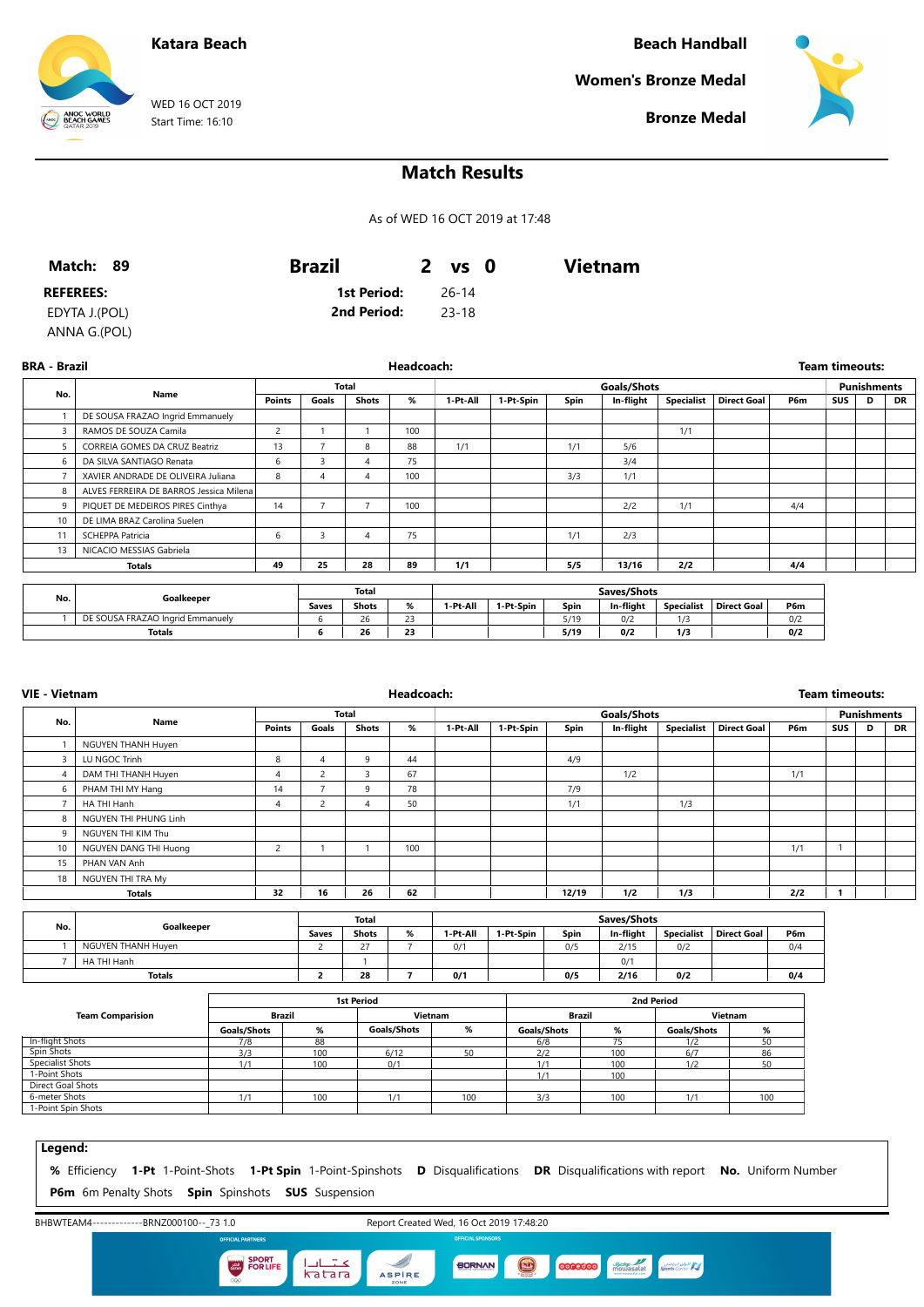**Katara Beach**

WED 16 OCT 2019
Start Time: 16:10

**Beach Handball**

**Women's Bronze Medal**

**Bronze Medal**

# Match Results

As of WED 16 OCT 2019 at 17:48

**Match: 89** | **Brazil 2 vs 0 Vietnam**

**REFEREES:**
EDYTA J.(POL)
ANNA G.(POL)

**1st Period:** 26-14
**2nd Period:** 23-18

## BRA - Brazil

**Headcoach:** | **Team timeouts:**

| No. | Name | Total | | | | Goals/Shots | | | | | | | Punishments | | |
|---|---|---|---|---|---|---|---|---|---|---|---|---|---|---|---|
| | | Points | Goals | Shots | % | 1-Pt-All | 1-Pt-Spin | Spin | In-flight | Specialist | Direct Goal | P6m | SUS | D | DR |
| 1 | DE SOUSA FRAZAO Ingrid Emmanuely | | | | | | | | | | | | | | |
| 3 | RAMOS DE SOUZA Camila | 2 | 1 | 1 | 100 | | | | | 1/1 | | | | | |
| 5 | CORREIA GOMES DA CRUZ Beatriz | 13 | 7 | 8 | 88 | 1/1 | | 1/1 | 5/6 | | | | | | |
| 6 | DA SILVA SANTIAGO Renata | 6 | 3 | 4 | 75 | | | | 3/4 | | | | | | |
| 7 | XAVIER ANDRADE DE OLIVEIRA Juliana | 8 | 4 | 4 | 100 | | | 3/3 | 1/1 | | | | | | |
| 8 | ALVES FERREIRA DE BARROS Jessica Milena | | | | | | | | | | | | | | |
| 9 | PIQUET DE MEDEIROS PIRES Cinthya | 14 | 7 | 7 | 100 | | | | 2/2 | 1/1 | | 4/4 | | | |
| 10 | DE LIMA BRAZ Carolina Suelen | | | | | | | | | | | | | | |
| 11 | SCHEPPA Patricia | 6 | 3 | 4 | 75 | | | 1/1 | 2/3 | | | | | | |
| 13 | NICACIO MESSIAS Gabriela | | | | | | | | | | | | | | |
| | **Totals** | **49** | **25** | **28** | **89** | **1/1** | | **5/5** | **13/16** | **2/2** | | **4/4** | | | |

| No. | Goalkeeper | Total | | | Saves/Shots | | | | | | |
|---|---|---|---|---|---|---|---|---|---|---|---|
| | | Saves | Shots | % | 1-Pt-All | 1-Pt-Spin | Spin | In-flight | Specialist | Direct Goal | P6m |
| 1 | DE SOUSA FRAZAO Ingrid Emmanuely | 6 | 26 | 23 | | | 5/19 | 0/2 | 1/3 | | 0/2 |
| | **Totals** | **6** | **26** | **23** | | | **5/19** | **0/2** | **1/3** | | **0/2** |

## VIE - Vietnam

**Headcoach:** | **Team timeouts:**

| No. | Name | Total | | | | Goals/Shots | | | | | | | Punishments | | |
|---|---|---|---|---|---|---|---|---|---|---|---|---|---|---|---|
| | | Points | Goals | Shots | % | 1-Pt-All | 1-Pt-Spin | Spin | In-flight | Specialist | Direct Goal | P6m | SUS | D | DR |
| 1 | NGUYEN THANH Huyen | | | | | | | | | | | | | | |
| 3 | LU NGOC Trinh | 8 | 4 | 9 | 44 | | | 4/9 | | | | | | | |
| 4 | DAM THI THANH Huyen | 4 | 2 | 3 | 67 | | | | 1/2 | | | 1/1 | | | |
| 6 | PHAM THI MY Hang | 14 | 7 | 9 | 78 | | | 7/9 | | | | | | | |
| 7 | HA THI Hanh | 4 | 2 | 4 | 50 | | | 1/1 | | 1/3 | | | | | |
| 8 | NGUYEN THI PHUNG Linh | | | | | | | | | | | | | | |
| 9 | NGUYEN THI KIM Thu | | | | | | | | | | | | | | |
| 10 | NGUYEN DANG THI Huong | 2 | 1 | 1 | 100 | | | | | | | 1/1 | 1 | | |
| 15 | PHAN VAN Anh | | | | | | | | | | | | | | |
| 18 | NGUYEN THI TRA My | | | | | | | | | | | | | | |
| | **Totals** | **32** | **16** | **26** | **62** | | | **12/19** | **1/2** | **1/3** | | **2/2** | **1** | | |

| No. | Goalkeeper | Total | | | Saves/Shots | | | | | | |
|---|---|---|---|---|---|---|---|---|---|---|---|
| | | Saves | Shots | % | 1-Pt-All | 1-Pt-Spin | Spin | In-flight | Specialist | Direct Goal | P6m |
| 1 | NGUYEN THANH Huyen | 2 | 27 | 7 | 0/1 | | 0/5 | 2/15 | 0/2 | | 0/4 |
| 7 | HA THI Hanh | | 1 | | | | | 0/1 | | | |
| | **Totals** | **2** | **28** | **7** | **0/1** | | **0/5** | **2/16** | **0/2** | | **0/4** |

| Team Comparision | 1st Period | | | | 2nd Period | | | |
|---|---|---|---|---|---|---|---|---|
| | Brazil | | Vietnam | | Brazil | | Vietnam | |
| | Goals/Shots | % | Goals/Shots | % | Goals/Shots | % | Goals/Shots | % |
| In-flight Shots | 7/8 | 88 | | | 6/8 | 75 | 1/2 | 50 |
| Spin Shots | 3/3 | 100 | 6/12 | 50 | 2/2 | 100 | 6/7 | 86 |
| Specialist Shots | 1/1 | 100 | 0/1 | | 1/1 | 100 | 1/2 | 50 |
| 1-Point Shots | | | | | 1/1 | 100 | | |
| Direct Goal Shots | | | | | | | | |
| 6-meter Shots | 1/1 | 100 | 1/1 | 100 | 3/3 | 100 | 1/1 | 100 |
| 1-Point Spin Shots | | | | | | | | |

**Legend:**

**%** Efficiency **1-Pt** 1-Point-Shots **1-Pt Spin** 1-Point-Spinshots **D** Disqualifications **DR** Disqualifications with report **No.** Uniform Number
**P6m** 6m Penalty Shots **Spin** Spinshots **SUS** Suspension

BHBWTEAM4-------------BRNZ000100--_73 1.0 | Report Created Wed, 16 Oct 2019 17:48:20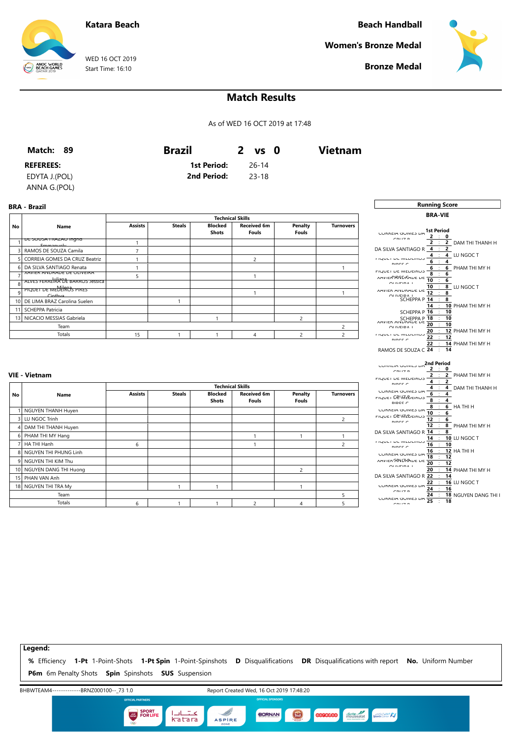Katara Beach

WED 16 OCT 2019
Start Time: 16:10

Beach Handball

Women's Bronze Medal

Bronze Medal

# Match Results

As of WED 16 OCT 2019 at 17:48

**Match: 89** | **Brazil** **2 vs 0** **Vietnam**

**REFEREES:**
EDYTA J.(POL)
ANNA G.(POL)

**1st Period:** 26-14
**2nd Period:** 23-18

## BRA - Brazil

| No | Name | Assists | Steals | Blocked Shots | Received 6m Fouls | Penalty Fouls | Turnovers |
|---|---|---|---|---|---|---|---|
| 1 | DE SOUSA FRAZAO Ingrid Emmanuely | 1 | | | | | |
| 3 | RAMOS DE SOUZA Camila | 7 | | | | | |
| 5 | CORREIA GOMES DA CRUZ Beatriz | 1 | | | 2 | | |
| 6 | DA SILVA SANTIAGO Renata | 1 | | | | | 1 |
| 7 | XAVIER ANDRADE DE OLIVEIRA Juliana | 5 | | | 1 | | |
| 8 | ALVES FERREIRA DE BARROS Jessica Milena | | | | | | |
| 9 | PIQUET DE MEDEIROS PIRES Cinthya | | | | 1 | | 1 |
| 10 | DE LIMA BRAZ Carolina Suelen | | 1 | | | | |
| 11 | SCHEPPA Patricia | | | | | | |
| 13 | NICACIO MESSIAS Gabriela | | | 1 | | 2 | |
| | Team | | | | | | 2 |
| | Totals | 15 | 1 | 1 | 4 | 2 | 2 |

## VIE - Vietnam

| No | Name | Assists | Steals | Blocked Shots | Received 6m Fouls | Penalty Fouls | Turnovers |
|---|---|---|---|---|---|---|---|
| 1 | NGUYEN THANH Huyen | | | | | | |
| 3 | LU NGOC Trinh | | | | | | 2 |
| 4 | DAM THI THANH Huyen | | | | | | |
| 6 | PHAM THI MY Hang | | | | 1 | 1 | 1 |
| 7 | HA THI Hanh | 6 | | | 1 | | 2 |
| 8 | NGUYEN THI PHUNG Linh | | | | | | |
| 9 | NGUYEN THI KIM Thu | | | | | | |
| 10 | NGUYEN DANG THI Huong | | | | | 2 | |
| 15 | PHAN VAN Anh | | | | | | |
| 18 | NGUYEN THI TRA My | | 1 | 1 | | 1 | |
| | Team | | | | | | 5 |
| | Totals | 6 | 1 | 1 | 2 | 4 | 5 |

## Running Score

**BRA-VIE**

**1st Period**

| BRA | Score | VIE |
|---|---|---|
| CORREIA GOMES DA CRUZ B | 2 : 0 | |
| | 2 : 2 | DAM THI THANH H |
| DA SILVA SANTIAGO R | 4 : 2 | |
| | 4 : 4 | LU NGOC T |
| PIQUET DE MEDEIROS PIRES C | 6 : 4 | |
| | 6 : 6 | PHAM THI MY H |
| PIQUET DE MEDEIROS PIRES C | 8 : 6 | |
| XAVIER ANDRADE DE OLIVEIRA J | 10 : 6 | |
| | 10 : 8 | LU NGOC T |
| XAVIER ANDRADE DE OLIVEIRA J | 12 : 8 | |
| SCHEPPA P | 14 : 8 | |
| | 14 : 10 | PHAM THI MY H |
| SCHEPPA P | 16 : 10 | |
| SCHEPPA P | 18 : 10 | |
| XAVIER ANDRADE DE OLIVEIRA J | 20 : 10 | |
| | 20 : 12 | PHAM THI MY H |
| PIQUET DE MEDEIROS PIRES C | 22 : 12 | |
| | 22 : 14 | PHAM THI MY H |
| RAMOS DE SOUZA C | 24 : 14 | |

**2nd Period**

| BRA | Score | VIE |
|---|---|---|
| CORREIA GOMES DA CRUZ B | 2 : 0 | |
| | 2 : 2 | PHAM THI MY H |
| PIQUET DE MEDEIROS PIRES C | 4 : 2 | |
| | 4 : 4 | DAM THI THANH H |
| CORREIA GOMES DA CRUZ B | 6 : 4 | |
| PIQUET DE MEDEIROS PIRES C | 8 : 4 | |
| | 8 : 6 | HA THI H |
| CORREIA GOMES DA CRUZ B | 10 : 6 | |
| PIQUET DE MEDEIROS PIRES C | 12 : 6 | |
| | 12 : 8 | PHAM THI MY H |
| DA SILVA SANTIAGO R | 14 : 8 | |
| | 14 : 10 | LU NGOC T |
| PIQUET DE MEDEIROS PIRES C | 16 : 10 | |
| | 16 : 12 | HA THI H |
| CORREIA GOMES DA CRUZ B | 18 : 12 | |
| XAVIER ANDRADE DE OLIVEIRA J | 20 : 12 | |
| | 20 : 14 | PHAM THI MY H |
| DA SILVA SANTIAGO R | 22 : 14 | |
| | 22 : 16 | LU NGOC T |
| CORREIA GOMES DA CRUZ B | 24 : 16 | |
| | 24 : 18 | NGUYEN DANG THI H |
| CORREIA GOMES DA CRUZ B | 25 : 18 | |

**Legend:**

**%** Efficiency **1-Pt** 1-Point-Shots **1-Pt Spin** 1-Point-Spinshots **D** Disqualifications **DR** Disqualifications with report **No.** Uniform Number
**P6m** 6m Penalty Shots **Spin** Spinshots **SUS** Suspension

BHBWTEAM4-------------BRNZ000100--_73 1.0 Report Created Wed, 16 Oct 2019 17:48:20